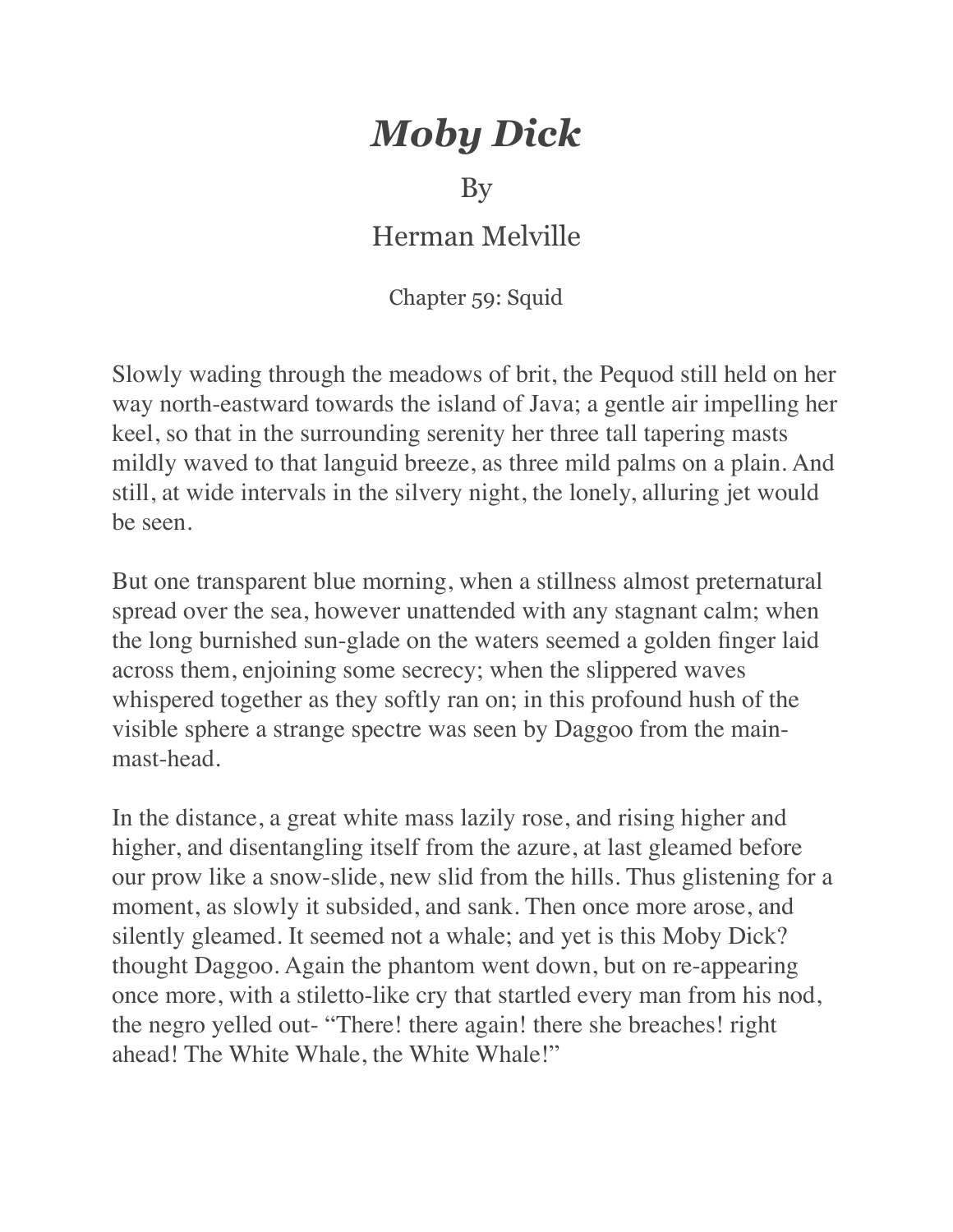# *Moby Dick*

By

Herman Melville

Chapter 59: Squid

Slowly wading through the meadows of brit, the Pequod still held on her way north-eastward towards the island of Java; a gentle air impelling her keel, so that in the surrounding serenity her three tall tapering masts mildly waved to that languid breeze, as three mild palms on a plain. And still, at wide intervals in the silvery night, the lonely, alluring jet would be seen.

But one transparent blue morning, when a stillness almost preternatural spread over the sea, however unattended with any stagnant calm; when the long burnished sun-glade on the waters seemed a golden finger laid across them, enjoining some secrecy; when the slippered waves whispered together as they softly ran on; in this profound hush of the visible sphere a strange spectre was seen by Daggoo from the main-mast-head.

In the distance, a great white mass lazily rose, and rising higher and higher, and disentangling itself from the azure, at last gleamed before our prow like a snow-slide, new slid from the hills. Thus glistening for a moment, as slowly it subsided, and sank. Then once more arose, and silently gleamed. It seemed not a whale; and yet is this Moby Dick? thought Daggoo. Again the phantom went down, but on re-appearing once more, with a stiletto-like cry that startled every man from his nod, the negro yelled out- "There! there again! there she breaches! right ahead! The White Whale, the White Whale!"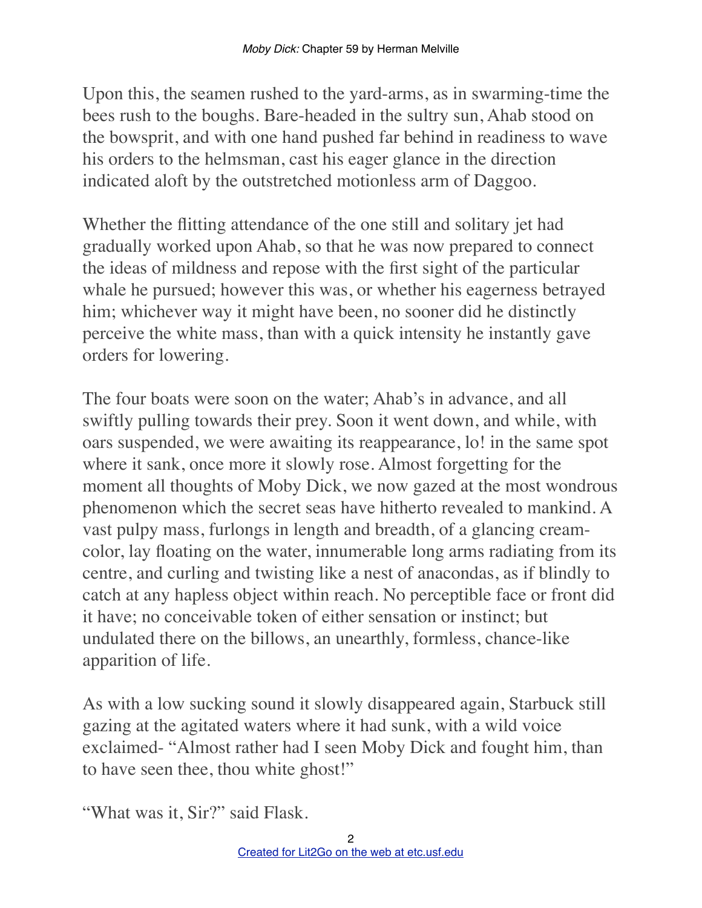Upon this, the seamen rushed to the yard-arms, as in swarming-time the bees rush to the boughs. Bare-headed in the sultry sun, Ahab stood on the bowsprit, and with one hand pushed far behind in readiness to wave his orders to the helmsman, cast his eager glance in the direction indicated aloft by the outstretched motionless arm of Daggoo.

Whether the flitting attendance of the one still and solitary jet had gradually worked upon Ahab, so that he was now prepared to connect the ideas of mildness and repose with the first sight of the particular whale he pursued; however this was, or whether his eagerness betrayed him; whichever way it might have been, no sooner did he distinctly perceive the white mass, than with a quick intensity he instantly gave orders for lowering.

The four boats were soon on the water; Ahab's in advance, and all swiftly pulling towards their prey. Soon it went down, and while, with oars suspended, we were awaiting its reappearance, lo! in the same spot where it sank, once more it slowly rose. Almost forgetting for the moment all thoughts of Moby Dick, we now gazed at the most wondrous phenomenon which the secret seas have hitherto revealed to mankind. A vast pulpy mass, furlongs in length and breadth, of a glancing cream-color, lay floating on the water, innumerable long arms radiating from its centre, and curling and twisting like a nest of anacondas, as if blindly to catch at any hapless object within reach. No perceptible face or front did it have; no conceivable token of either sensation or instinct; but undulated there on the billows, an unearthly, formless, chance-like apparition of life.

As with a low sucking sound it slowly disappeared again, Starbuck still gazing at the agitated waters where it had sunk, with a wild voice exclaimed- "Almost rather had I seen Moby Dick and fought him, than to have seen thee, thou white ghost!"

"What was it, Sir?" said Flask.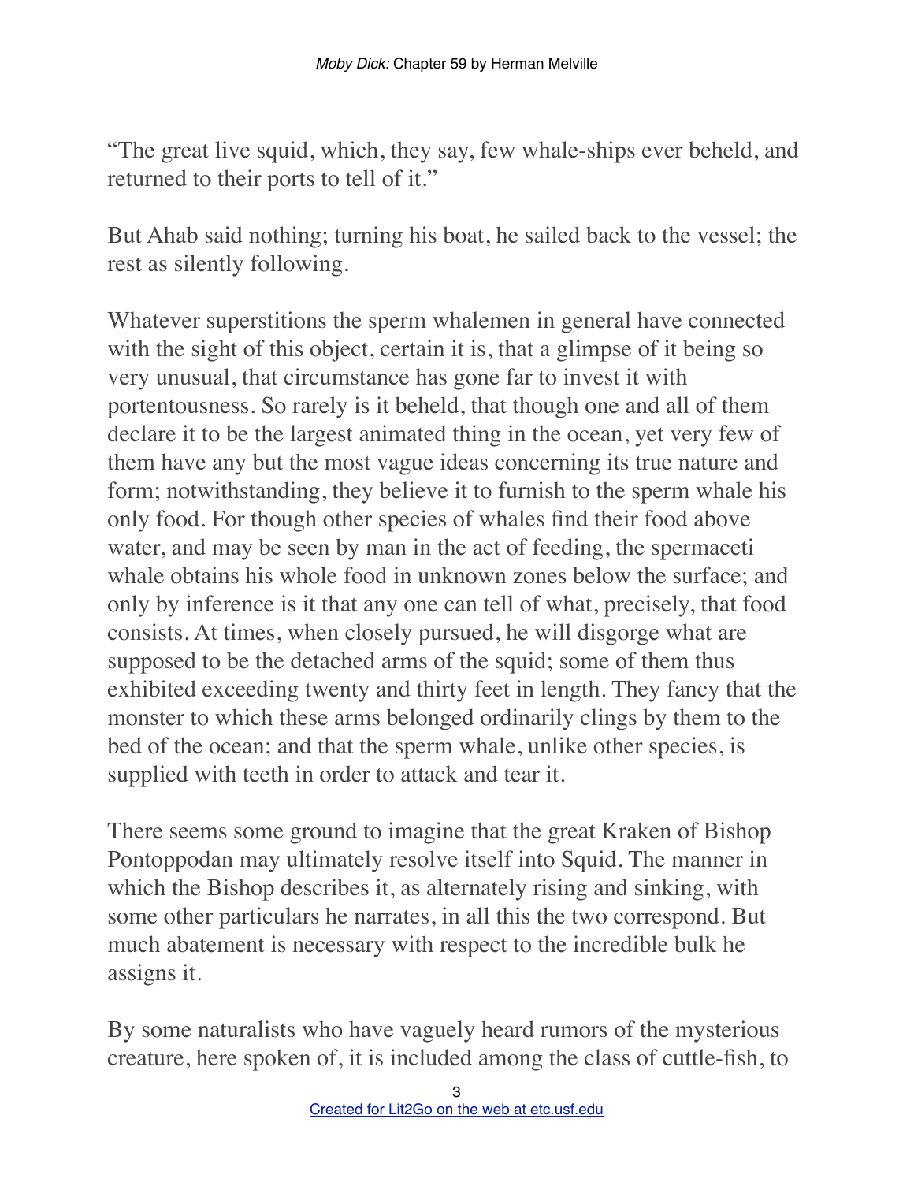"The great live squid, which, they say, few whale-ships ever beheld, and returned to their ports to tell of it."

But Ahab said nothing; turning his boat, he sailed back to the vessel; the rest as silently following.

Whatever superstitions the sperm whalemen in general have connected with the sight of this object, certain it is, that a glimpse of it being so very unusual, that circumstance has gone far to invest it with portentousness. So rarely is it beheld, that though one and all of them declare it to be the largest animated thing in the ocean, yet very few of them have any but the most vague ideas concerning its true nature and form; notwithstanding, they believe it to furnish to the sperm whale his only food. For though other species of whales find their food above water, and may be seen by man in the act of feeding, the spermaceti whale obtains his whole food in unknown zones below the surface; and only by inference is it that any one can tell of what, precisely, that food consists. At times, when closely pursued, he will disgorge what are supposed to be the detached arms of the squid; some of them thus exhibited exceeding twenty and thirty feet in length. They fancy that the monster to which these arms belonged ordinarily clings by them to the bed of the ocean; and that the sperm whale, unlike other species, is supplied with teeth in order to attack and tear it.

There seems some ground to imagine that the great Kraken of Bishop Pontoppodan may ultimately resolve itself into Squid. The manner in which the Bishop describes it, as alternately rising and sinking, with some other particulars he narrates, in all this the two correspond. But much abatement is necessary with respect to the incredible bulk he assigns it.

By some naturalists who have vaguely heard rumors of the mysterious creature, here spoken of, it is included among the class of cuttle-fish, to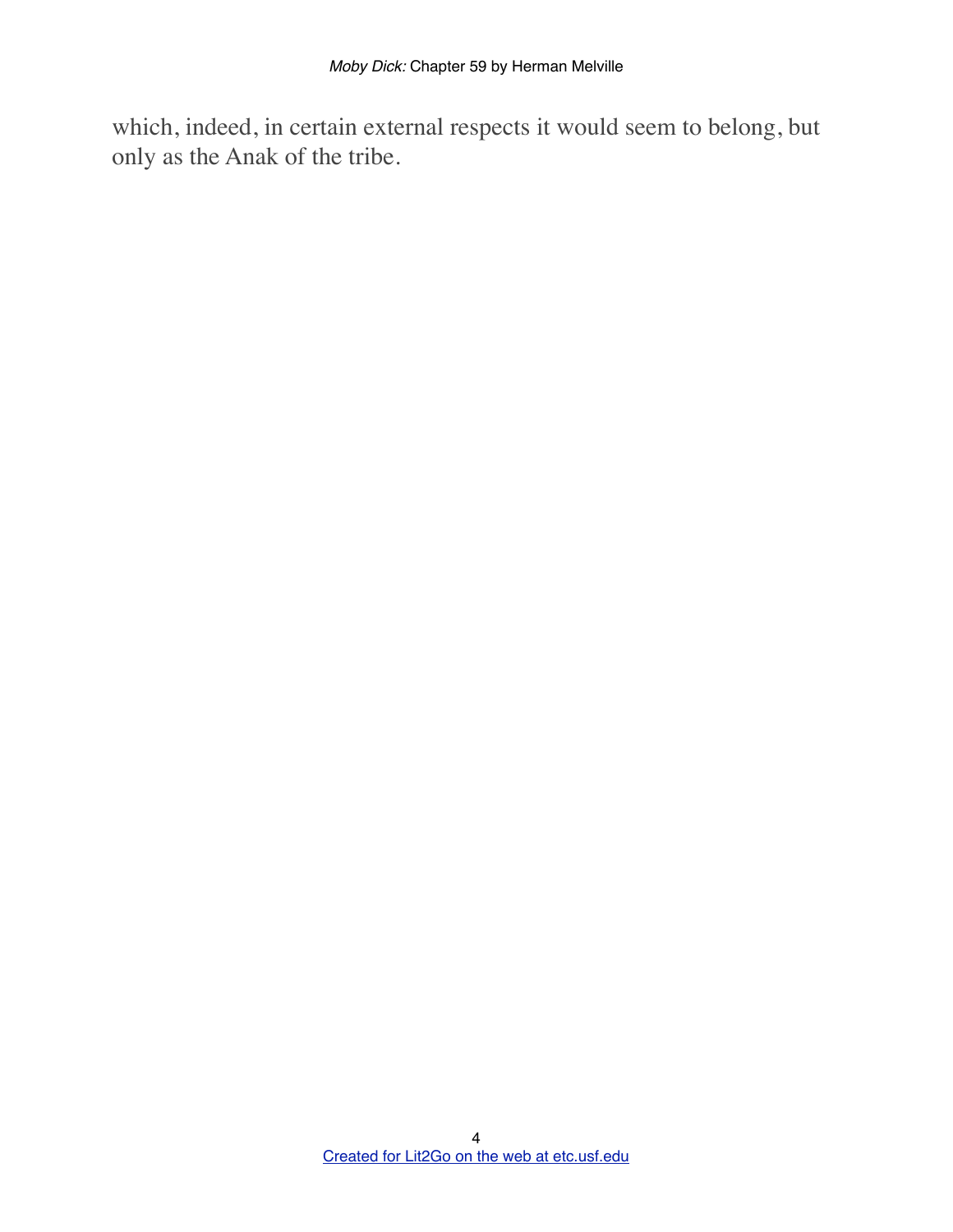which, indeed, in certain external respects it would seem to belong, but only as the Anak of the tribe.